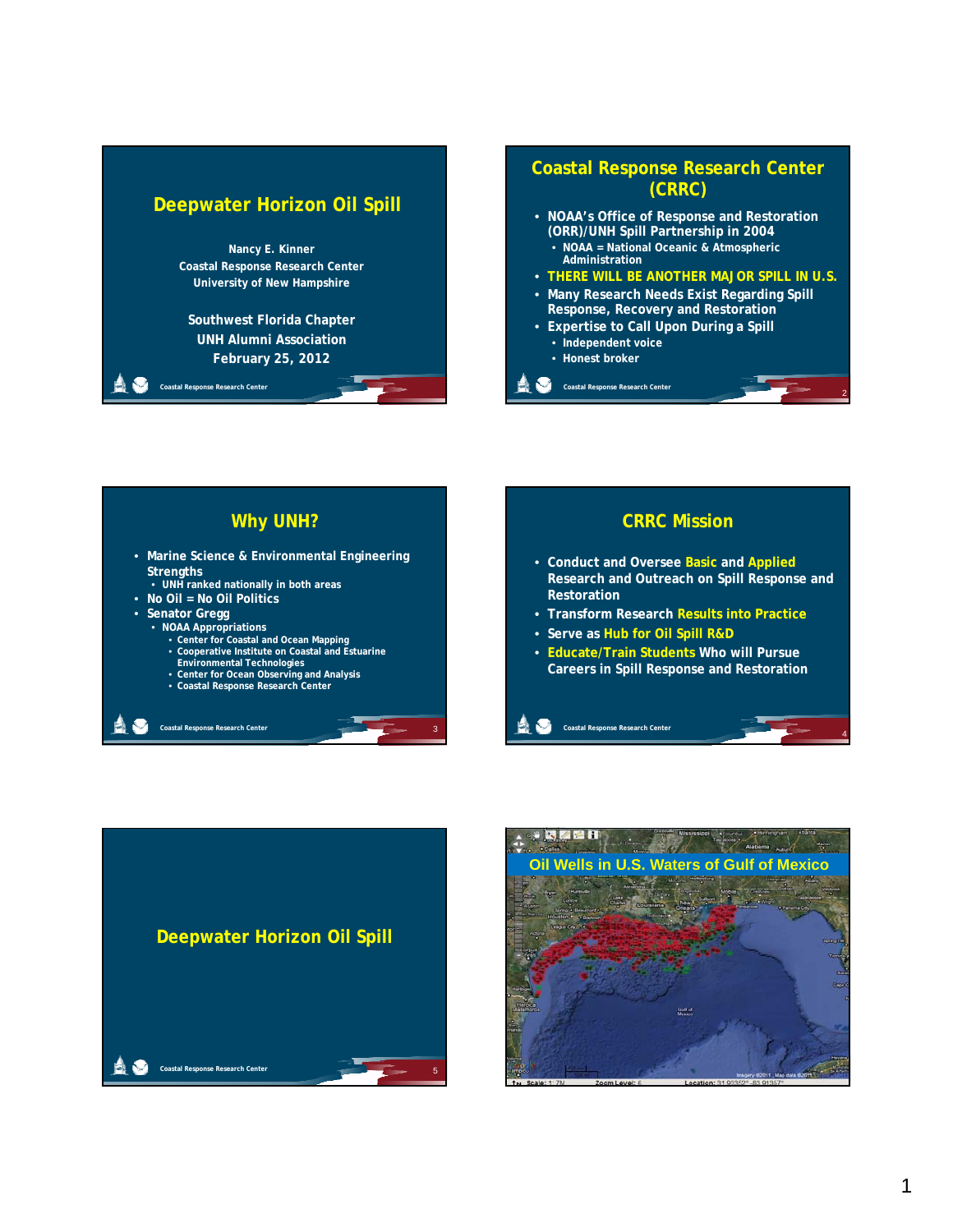# Deepwater Horizon Oil Spill

Nancy E. Kinner
Coastal Response Research Center
University of New Hampshire

Southwest Florida Chapter
UNH Alumni Association
February 25, 2012

## Coastal Response Research Center (CRRC)

- NOAA's Office of Response and Restoration (ORR)/UNH Spill Partnership in 2004
  - NOAA = National Oceanic & Atmospheric Administration
- THERE WILL BE ANOTHER MAJOR SPILL IN U.S.
- Many Research Needs Exist Regarding Spill Response, Recovery and Restoration
- Expertise to Call Upon During a Spill
  - Independent voice
  - Honest broker

## Why UNH?

- Marine Science & Environmental Engineering Strengths
  - UNH ranked nationally in both areas
- No Oil = No Oil Politics
- Senator Gregg
  - NOAA Appropriations
    - Center for Coastal and Ocean Mapping
    - Cooperative Institute on Coastal and Estuarine Environmental Technologies
    - Center for Ocean Observing and Analysis
    - Coastal Response Research Center

## CRRC Mission

- Conduct and Oversee Basic and Applied Research and Outreach on Spill Response and Restoration
- Transform Research Results into Practice
- Serve as Hub for Oil Spill R&D
- Educate/Train Students Who will Pursue Careers in Spill Response and Restoration

# Deepwater Horizon Oil Spill

## Oil Wells in U.S. Waters of Gulf of Mexico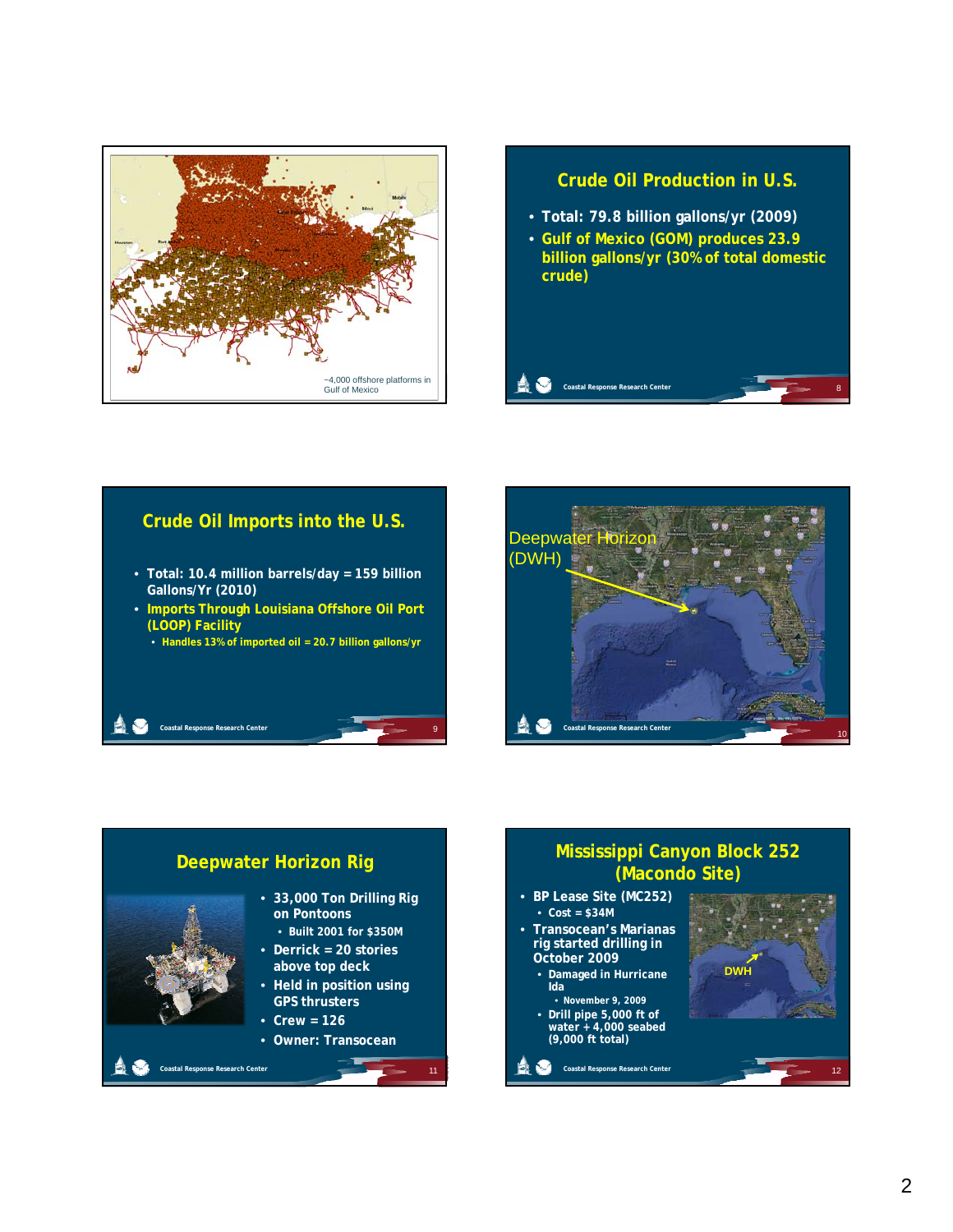~4,000 offshore platforms in Gulf of Mexico

## Crude Oil Production in U.S.

- Total: 79.8 billion gallons/yr (2009)
- Gulf of Mexico (GOM) produces 23.9 billion gallons/yr (30% of total domestic crude)

## Crude Oil Imports into the U.S.

- Total: 10.4 million barrels/day = 159 billion Gallons/Yr (2010)
- Imports Through Louisiana Offshore Oil Port (LOOP) Facility
  - Handles 13% of imported oil = 20.7 billion gallons/yr

Deepwater Horizon (DWH)

## Deepwater Horizon Rig

- 33,000 Ton Drilling Rig on Pontoons
  - Built 2001 for $350M
- Derrick = 20 stories above top deck
- Held in position using GPS thrusters
- Crew = 126
- Owner: Transocean

## Mississippi Canyon Block 252 (Macondo Site)

- BP Lease Site (MC252)
  - Cost = $34M
- Transocean's Marianas rig started drilling in October 2009
  - Damaged in Hurricane Ida
    - November 9, 2009
  - Drill pipe 5,000 ft of water + 4,000 seabed (9,000 ft total)

DWH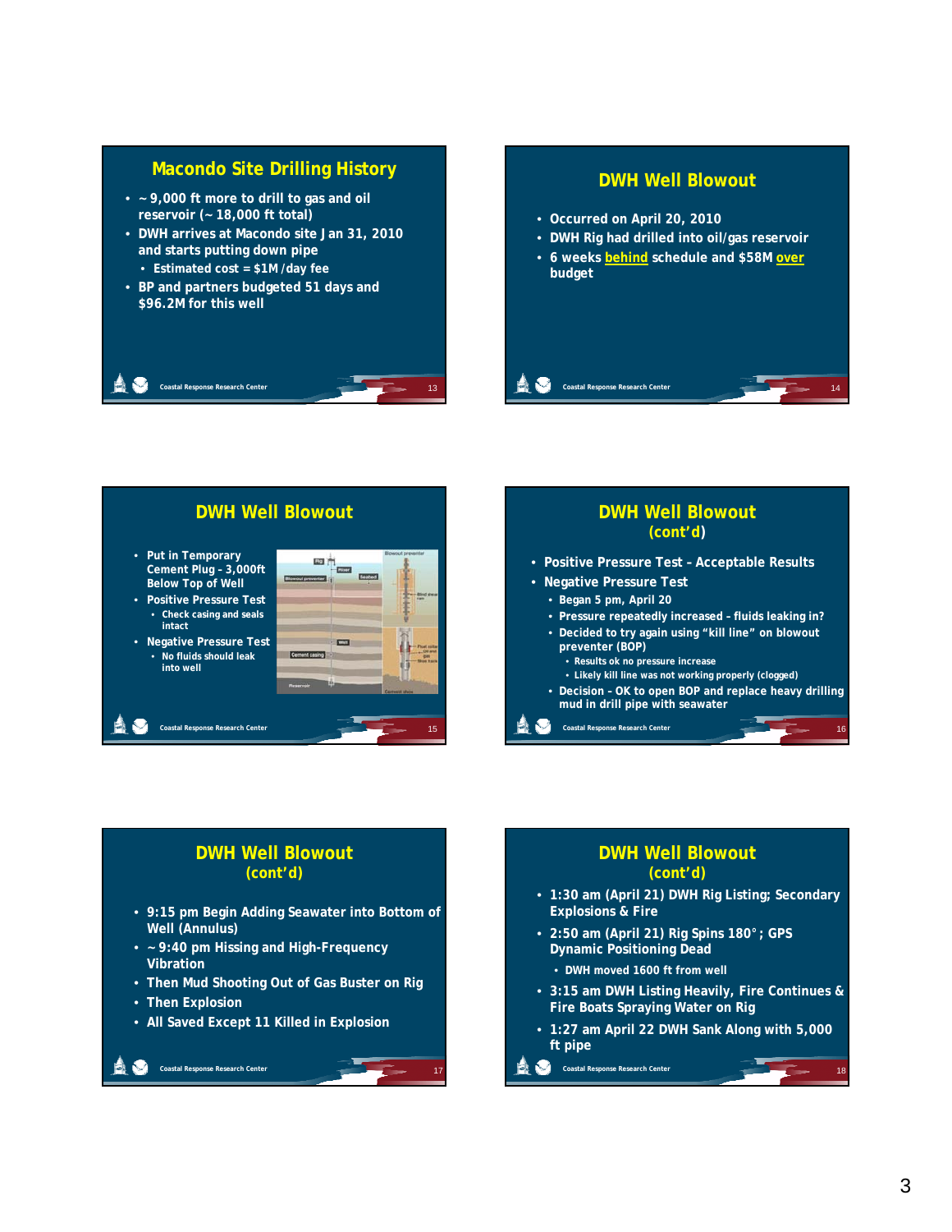## Macondo Site Drilling History

- ~ 9,000 ft more to drill to gas and oil reservoir (~ 18,000 ft total)
- DWH arrives at Macondo site Jan 31, 2010 and starts putting down pipe
  - Estimated cost = $1M /day fee
- BP and partners budgeted 51 days and $96.2M for this well

## DWH Well Blowout

- Occurred on April 20, 2010
- DWH Rig had drilled into oil/gas reservoir
- 6 weeks behind schedule and $58M over budget

## DWH Well Blowout

- Put in Temporary Cement Plug - 3,000ft Below Top of Well
- Positive Pressure Test
  - Check casing and seals intact
- Negative Pressure Test
  - No fluids should leak into well

## DWH Well Blowout (cont'd)

- Positive Pressure Test - Acceptable Results
- Negative Pressure Test
  - Began 5 pm, April 20
  - Pressure repeatedly increased - fluids leaking in?
  - Decided to try again using "kill line" on blowout preventer (BOP)
    - Results ok no pressure increase
    - Likely kill line was not working properly (clogged)
  - Decision - OK to open BOP and replace heavy drilling mud in drill pipe with seawater

## DWH Well Blowout (cont'd)

- 9:15 pm Begin Adding Seawater into Bottom of Well (Annulus)
- ~ 9:40 pm Hissing and High-Frequency Vibration
- Then Mud Shooting Out of Gas Buster on Rig
- Then Explosion
- All Saved Except 11 Killed in Explosion

## DWH Well Blowout (cont'd)

- 1:30 am (April 21) DWH Rig Listing; Secondary Explosions & Fire
- 2:50 am (April 21) Rig Spins 180°; GPS Dynamic Positioning Dead
  - DWH moved 1600 ft from well
- 3:15 am DWH Listing Heavily, Fire Continues & Fire Boats Spraying Water on Rig
- 1:27 am April 22 DWH Sank Along with 5,000 ft pipe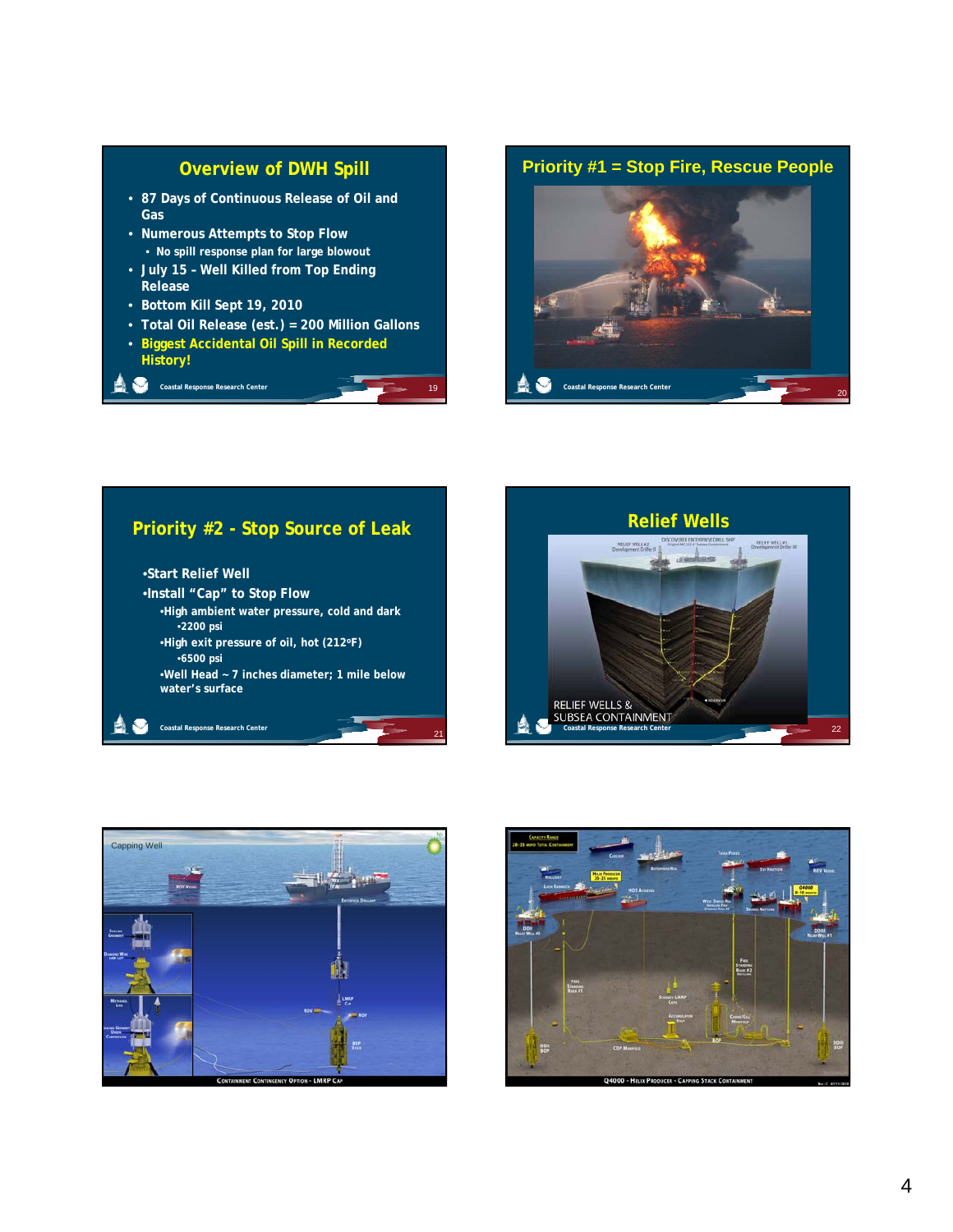## Overview of DWH Spill

- 87 Days of Continuous Release of Oil and Gas
- Numerous Attempts to Stop Flow
  - No spill response plan for large blowout
- July 15 – Well Killed from Top Ending Release
- Bottom Kill Sept 19, 2010
- Total Oil Release (est.) = 200 Million Gallons
- Biggest Accidental Oil Spill in Recorded History!

## Priority #1 = Stop Fire, Rescue People

## Priority #2 - Stop Source of Leak

- Start Relief Well
- Install "Cap" to Stop Flow
  - High ambient water pressure, cold and dark
    - 2200 psi
  - High exit pressure of oil, hot (212ºF)
    - 6500 psi
  - Well Head ~ 7 inches diameter; 1 mile below water's surface

## Relief Wells

RELIEF WELLS & SUBSEA CONTAINMENT

Capping Well

CONTAINMENT CONTINGENCY OPTION - LMRP CAP

Q4000 - HELIX PRODUCER - CAPPING STACK CONTAINMENT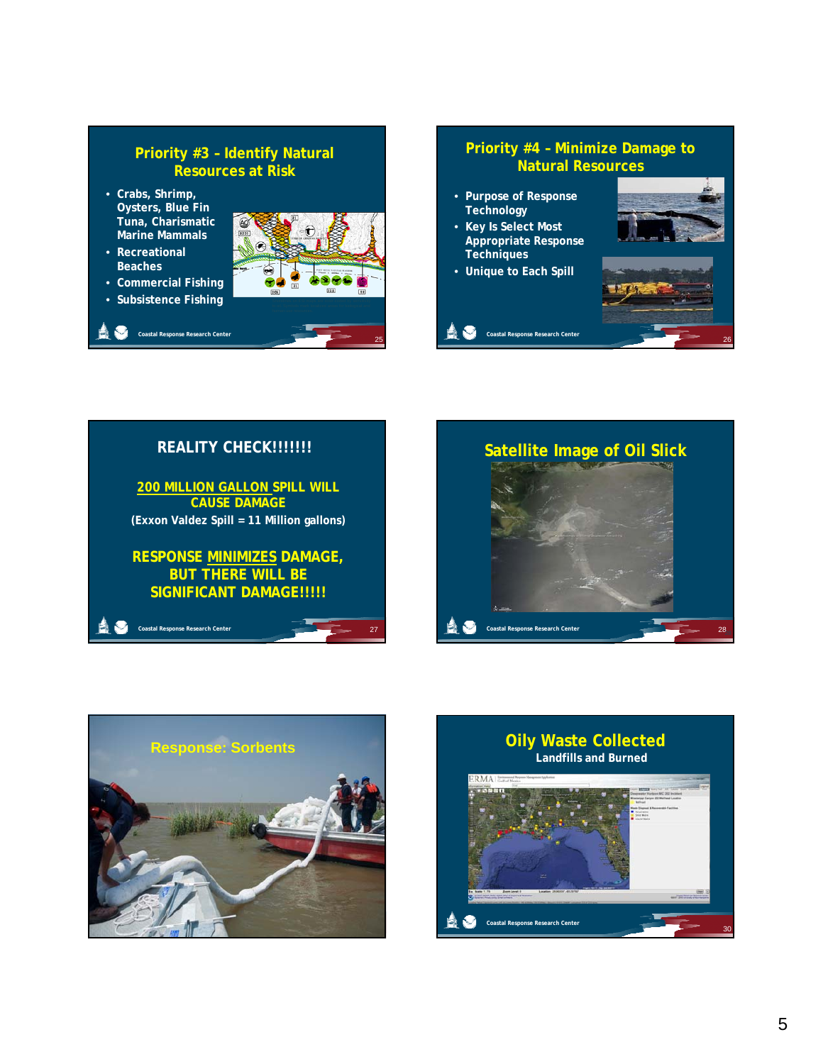## Priority #3 – Identify Natural Resources at Risk

- Crabs, Shrimp, Oysters, Blue Fin Tuna, Charismatic Marine Mammals
- Recreational Beaches
- Commercial Fishing
- Subsistence Fishing

## Priority #4 – Minimize Damage to Natural Resources

- Purpose of Response Technology
- Key Is Select Most Appropriate Response Techniques
- Unique to Each Spill

## REALITY CHECK!!!!!!!

200 MILLION GALLON SPILL WILL CAUSE DAMAGE

(Exxon Valdez Spill = 11 Million gallons)

RESPONSE MINIMIZES DAMAGE, BUT THERE WILL BE SIGNIFICANT DAMAGE!!!!!

## Satellite Image of Oil Slick

## Response: Sorbents

## Oily Waste Collected

Landfills and Burned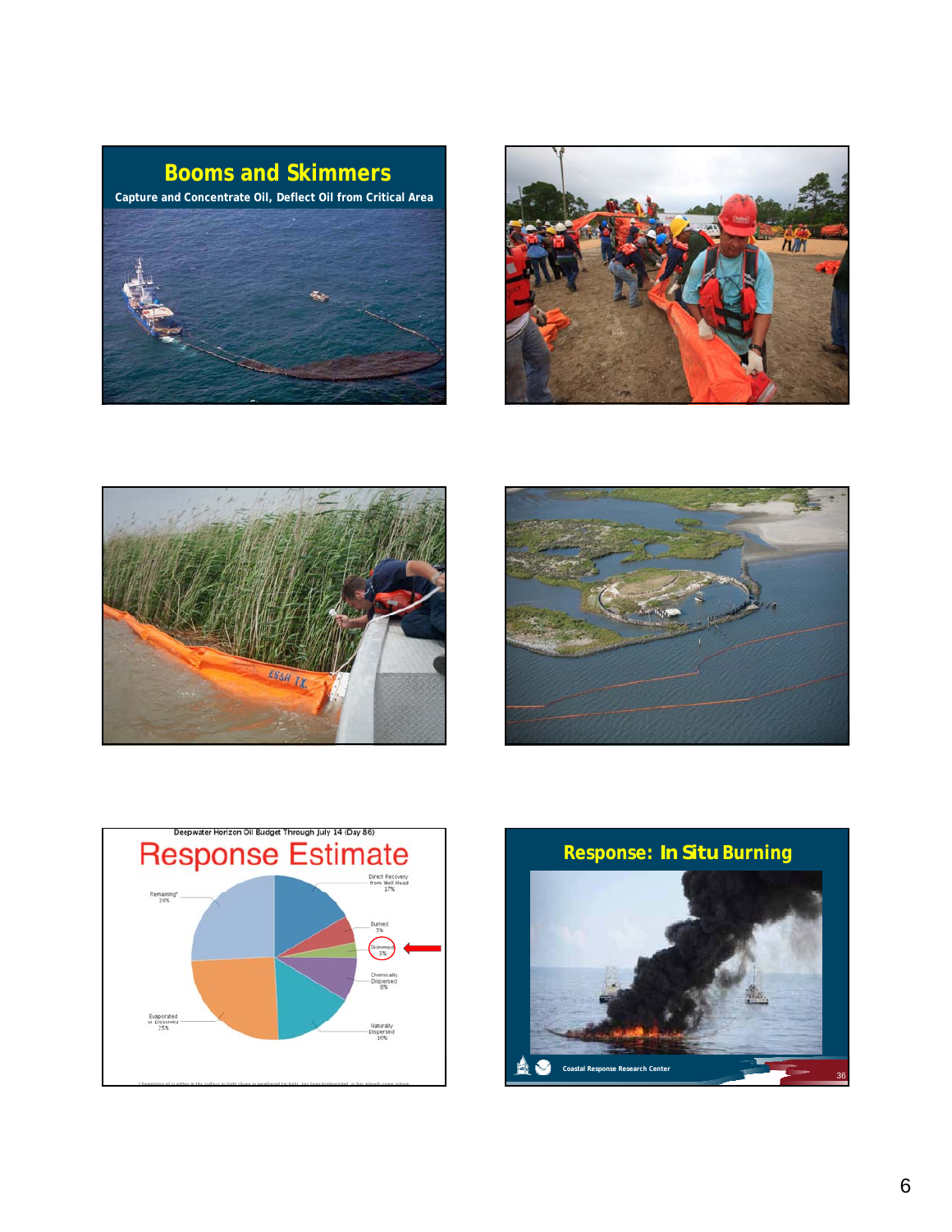## Booms and Skimmers

Capture and Concentrate Oil, Deflect Oil from Critical Area

Deepwater Horizon Oil Budget Through July 14 (Day 86)

## Response Estimate

- Direct Recovery from Well Head 17%
- Burned 5%
- Skimmed 3%
- Chemically Dispersed 8%
- Naturally Dispersed 16%
- Evaporated or Dissolved 25%
- Remaining* 26%

## Response: In Situ Burning

Coastal Response Research Center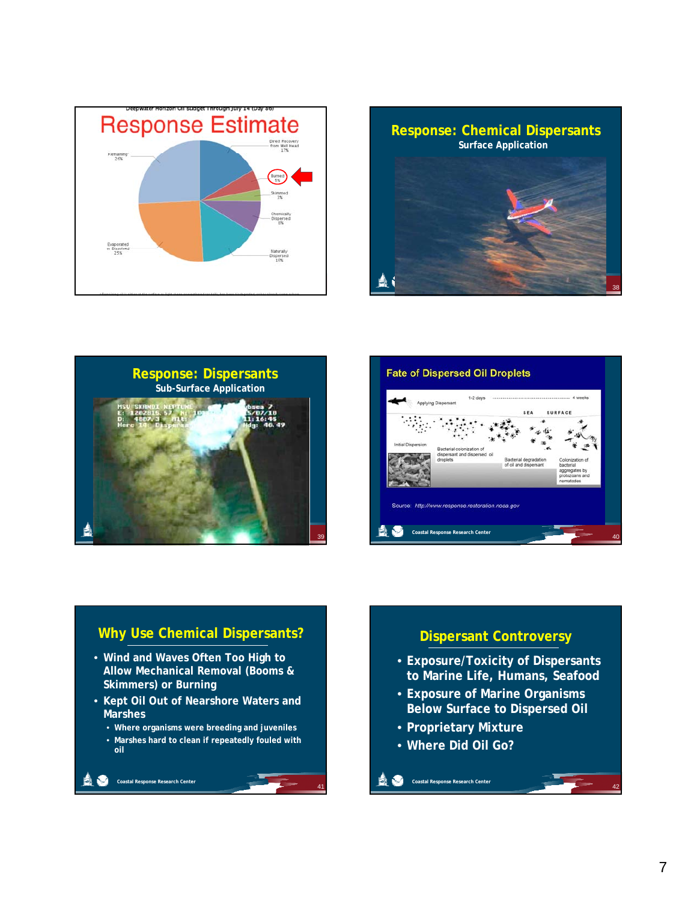Deepwater Horizon Oil Budget Through July 14 (Day 86)

# Response Estimate

- Direct Recovery from Well Head 17%
- Burned 5%
- Skimmed 3%
- Chemically Dispersed 8%
- Naturally Dispersed 16%
- Evaporated or Dissolved 25%
- Remaining 26%

## Response: Chemical Dispersants

Surface Application

## Response: Dispersants

Sub-Surface Application

MSV SKANDI NEPTUNE
Hero 14: Dispersa...
Hdg: 40.49

## Fate of Dispersed Oil Droplets

Applying Dispersant — 1-2 days ------ 4 weeks

SEA SURFACE

- Initial Dispersion
- Bacterial colonization of dispersant and dispersed oil droplets
- Bacterial degradation of oil and dispersant
- Colonization of bacterial aggregates by protozoans and nematodes

Source: http://www.response.restoration.noaa.gov

Coastal Response Research Center

## Why Use Chemical Dispersants?

- Wind and Waves Often Too High to Allow Mechanical Removal (Booms & Skimmers) or Burning
- Kept Oil Out of Nearshore Waters and Marshes
  - Where organisms were breeding and juveniles
  - Marshes hard to clean if repeatedly fouled with oil

Coastal Response Research Center

## Dispersant Controversy

- Exposure/Toxicity of Dispersants to Marine Life, Humans, Seafood
- Exposure of Marine Organisms Below Surface to Dispersed Oil
- Proprietary Mixture
- Where Did Oil Go?

Coastal Response Research Center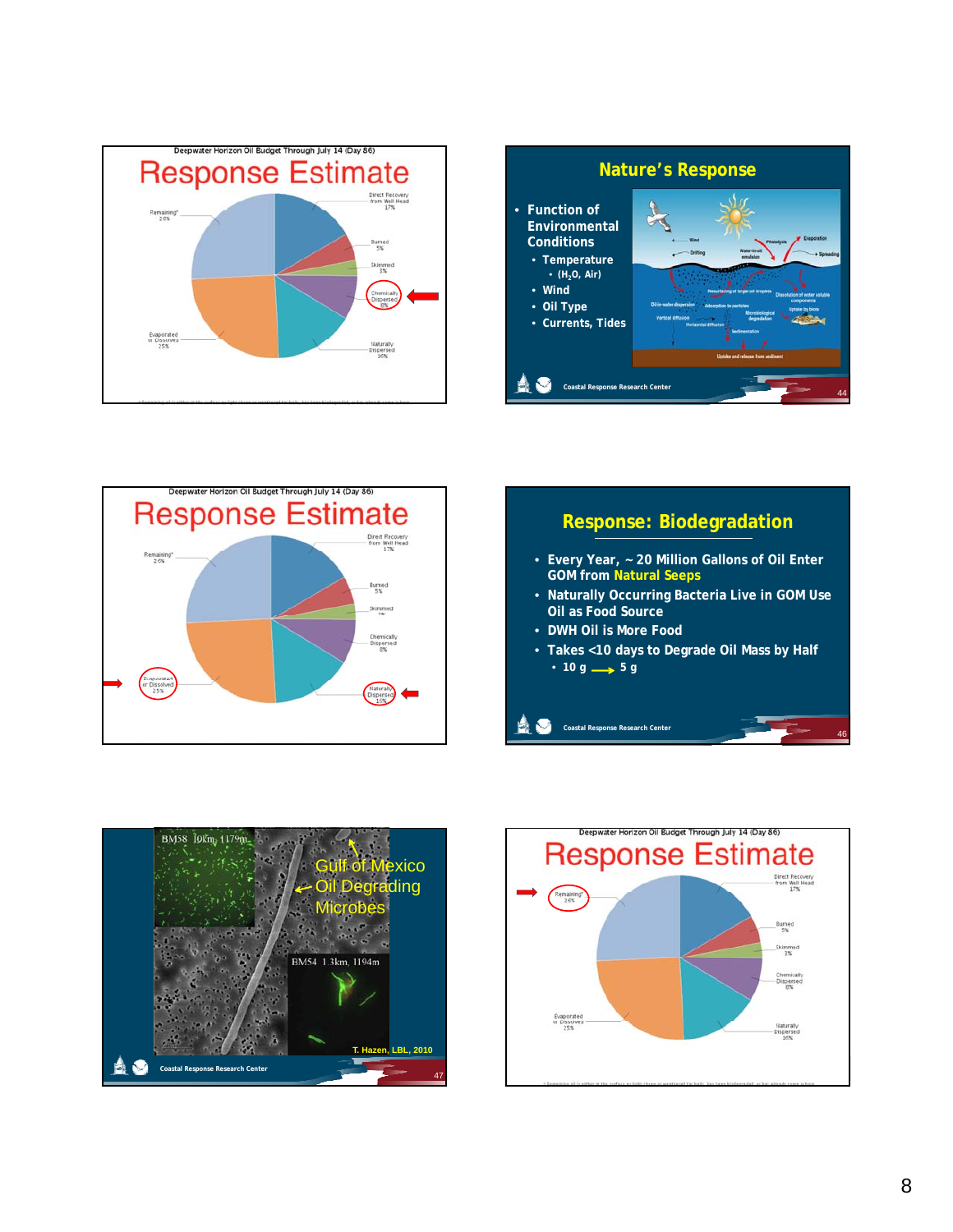## Deepwater Horizon Oil Budget Through July 14 (Day 86)

# Response Estimate

- Direct Recovery from Well Head 17%
- Burned 5%
- Skimmed 3%
- Chemically Dispersed 8%
- Naturally Dispersed 16%
- Evaporated or Dissolved 25%
- Remaining* 26%

## Nature's Response

- Function of Environmental Conditions
  - Temperature
    - ($H_2O$, Air)
  - Wind
  - Oil Type
  - Currents, Tides

Coastal Response Research Center

## Deepwater Horizon Oil Budget Through July 14 (Day 86)

# Response Estimate

- Direct Recovery from Well Head 17%
- Burned 5%
- Skimmed 3%
- Chemically Dispersed 8%
- Naturally Dispersed 16%
- Evaporated or Dissolved 25%
- Remaining* 26%

## Response: Biodegradation

- Every Year, ~ 20 Million Gallons of Oil Enter GOM from Natural Seeps
- Naturally Occurring Bacteria Live in GOM Use Oil as Food Source
- DWH Oil is More Food
- Takes <10 days to Degrade Oil Mass by Half
  - 10 g ⟶ 5 g

Coastal Response Research Center

BM58 10km, 1179m

BM54 1.3km, 1194m

Gulf of Mexico Oil Degrading Microbes

T. Hazen, LBL, 2010

Coastal Response Research Center

## Deepwater Horizon Oil Budget Through July 14 (Day 86)

# Response Estimate

- Direct Recovery from Well Head 17%
- Burned 5%
- Skimmed 3%
- Chemically Dispersed 8%
- Naturally Dispersed 16%
- Evaporated or Dissolved 25%
- Remaining* 26%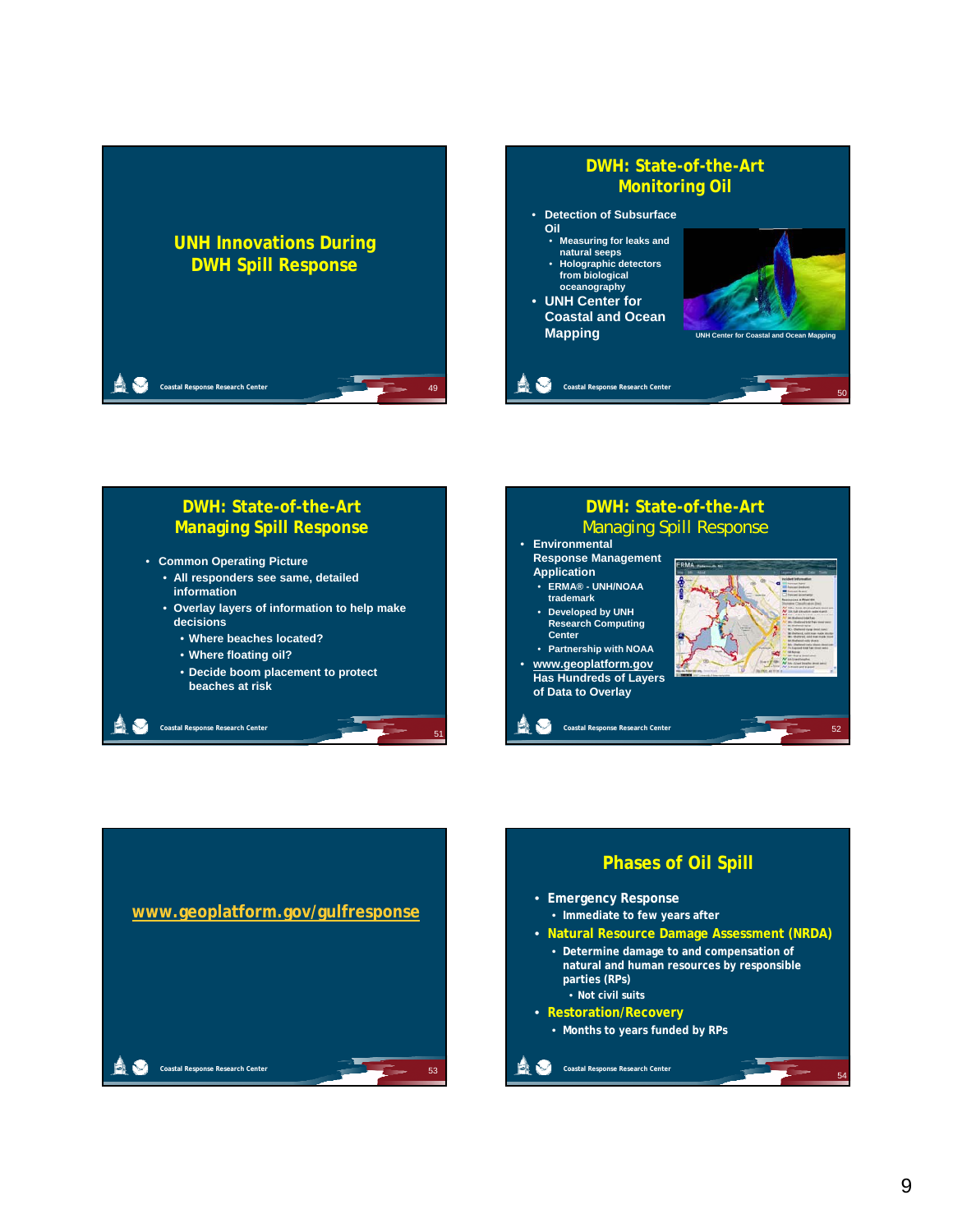## UNH Innovations During DWH Spill Response

## DWH: State-of-the-Art Monitoring Oil

- Detection of Subsurface Oil
  - Measuring for leaks and natural seeps
  - Holographic detectors from biological oceanography
- UNH Center for Coastal and Ocean Mapping

UNH Center for Coastal and Ocean Mapping

## DWH: State-of-the-Art Managing Spill Response

- Common Operating Picture
  - All responders see same, detailed information
  - Overlay layers of information to help make decisions
    - Where beaches located?
    - Where floating oil?
    - Decide boom placement to protect beaches at risk

## DWH: State-of-the-Art Managing Spill Response

- Environmental Response Management Application
  - ERMA® - UNH/NOAA trademark
  - Developed by UNH Research Computing Center
  - Partnership with NOAA
- www.geoplatform.gov Has Hundreds of Layers of Data to Overlay

## www.geoplatform.gov/gulfresponse

## Phases of Oil Spill

- Emergency Response
  - Immediate to few years after
- Natural Resource Damage Assessment (NRDA)
  - Determine damage to and compensation of natural and human resources by responsible parties (RPs)
    - Not civil suits
- Restoration/Recovery
  - Months to years funded by RPs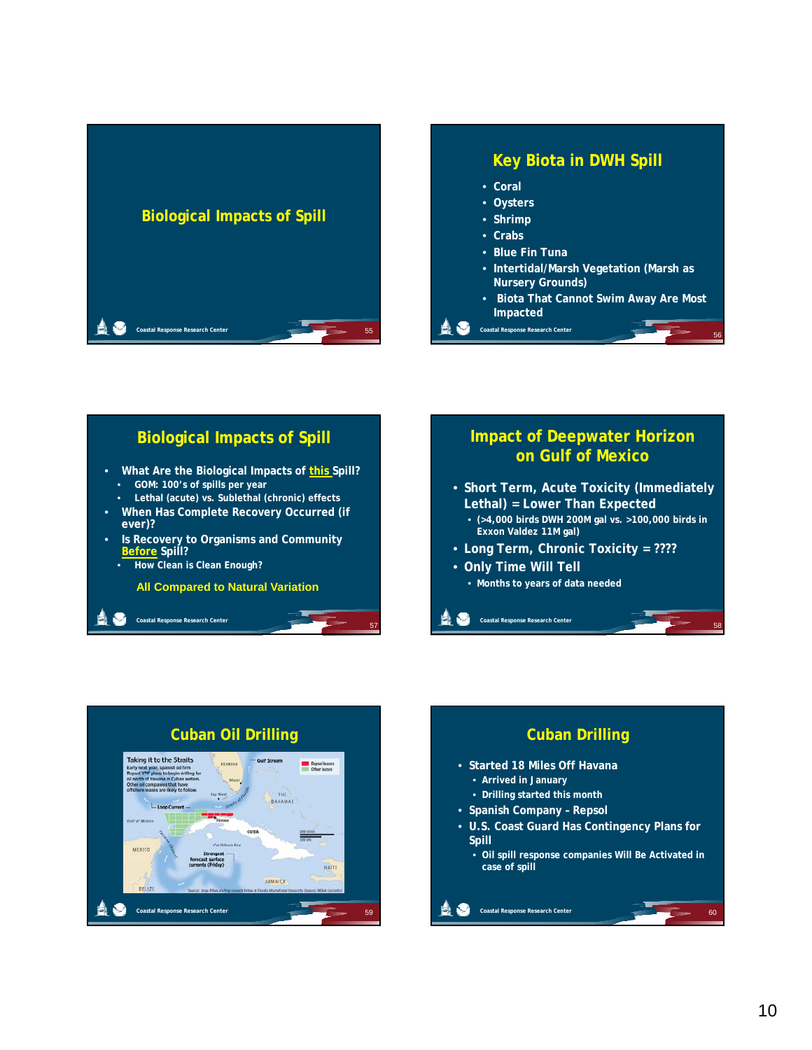## Biological Impacts of Spill

## Key Biota in DWH Spill

- Coral
- Oysters
- Shrimp
- Crabs
- Blue Fin Tuna
- Intertidal/Marsh Vegetation (Marsh as Nursery Grounds)
- Biota That Cannot Swim Away Are Most Impacted

## Biological Impacts of Spill

- What Are the Biological Impacts of this Spill?
  - GOM: 100's of spills per year
  - Lethal (acute) vs. Sublethal (chronic) effects
- When Has Complete Recovery Occurred (if ever)?
- Is Recovery to Organisms and Community Before Spill?
  - How Clean is Clean Enough?

All Compared to Natural Variation

## Impact of Deepwater Horizon on Gulf of Mexico

- Short Term, Acute Toxicity (Immediately Lethal) = Lower Than Expected
  - (>4,000 birds DWH 200M gal vs. >100,000 birds in Exxon Valdez 11M gal)
- Long Term, Chronic Toxicity = ????
- Only Time Will Tell
  - Months to years of data needed

## Cuban Oil Drilling

Taking it to the Straits

Early next year, Spanish oil firm Repsol YPF plans to begin drilling for oil north of Havana in Cuban waters. Other oil companies that have offshore leases are likely to follow.

Repsol leases | Other leases

FLORIDA, Gulf Stream, Miami, Key West, Straits of Florida, THE BAHAMAS, Loop Current, Gulf of Mexico, Havana, CUBA, Yucatan Channel, MEXICO, Caribbean Sea, Strongest forecast surface currents (Friday), HAITI, JAMAICA, BELIZE

## Cuban Drilling

- Started 18 Miles Off Havana
  - Arrived in January
  - Drilling started this month
- Spanish Company – Repsol
- U.S. Coast Guard Has Contingency Plans for Spill
  - Oil spill response companies Will Be Activated in case of spill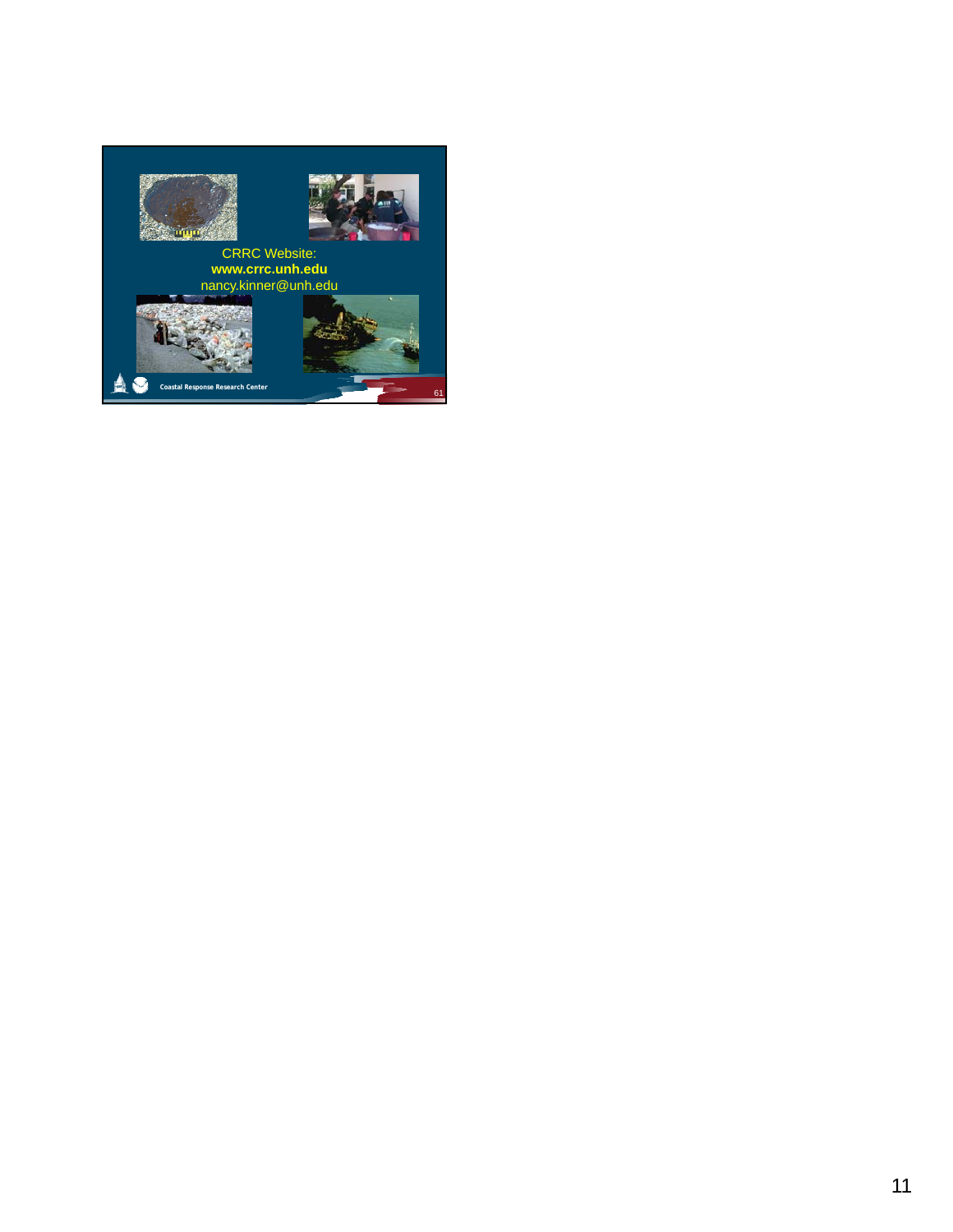CRRC Website:

**www.crrc.unh.edu**

nancy.kinner@unh.edu

Coastal Response Research Center